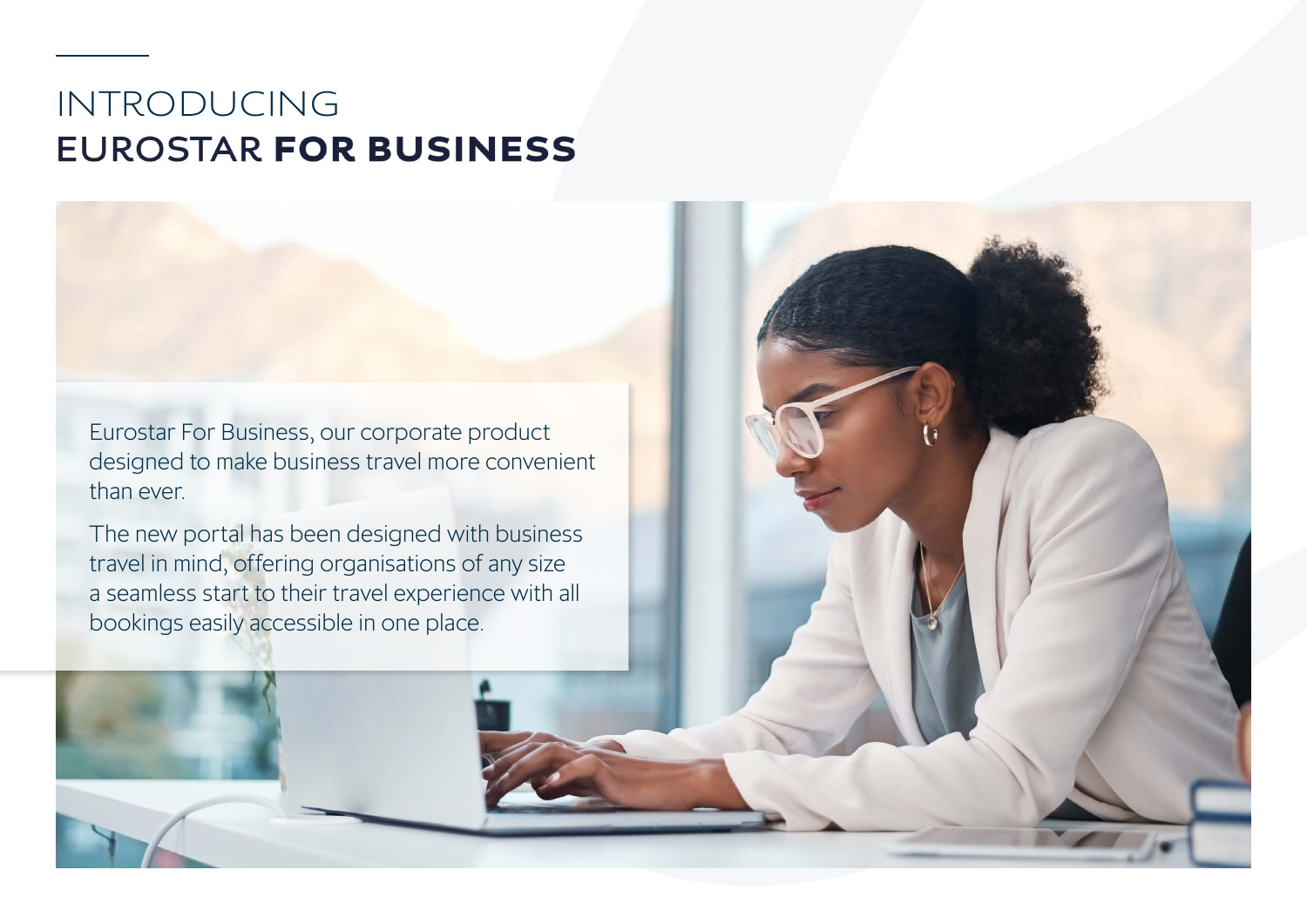# INTRODUCING **EUROSTAR FOR BUSINESS**

Eurostar For Business, our corporate product designed to make business travel more convenient than ever.

The new portal has been designed with business travel in mind, offering organisations of any size a seamless start to their travel experience with all bookings easily accessible in one place.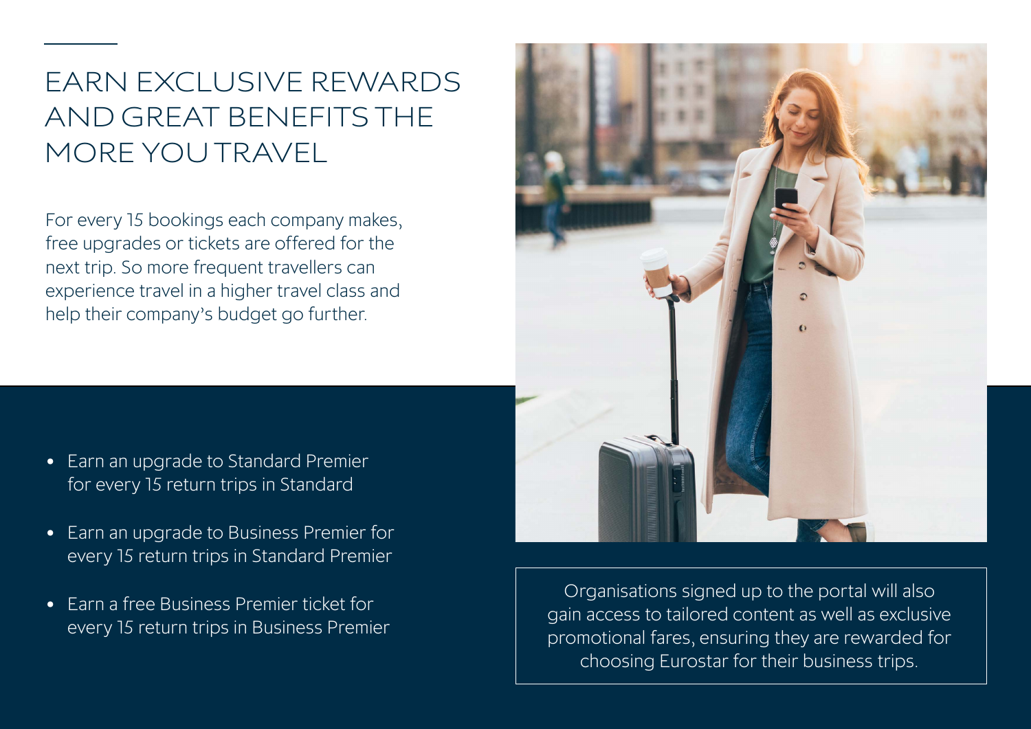# EARN EXCLUSIVE REWARDS AND GREAT BENEFITS THE MORE YOU TRAVEL

For every 15 bookings each company makes, free upgrades or tickets are offered for the next trip. So more frequent travellers can experience travel in a higher travel class and help their company's budget go further.

- Earn an upgrade to Standard Premier for every 15 return trips in Standard
- Earn an upgrade to Business Premier for every 15 return trips in Standard Premier
- Earn a free Business Premier ticket for every 15 return trips in Business Premier

Organisations signed up to the portal will also gain access to tailored content as well as exclusive promotional fares, ensuring they are rewarded for choosing Eurostar for their business trips.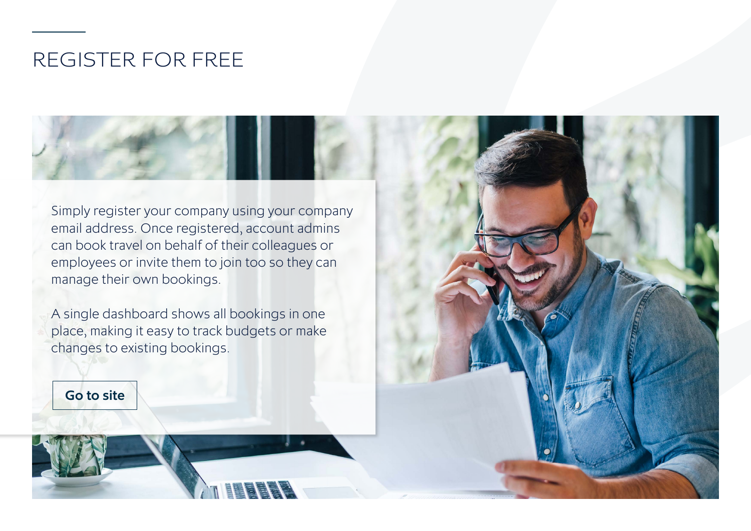# REGISTER FOR FREE

Simply register your company using your company email address. Once registered, account admins can book travel on behalf of their colleagues or employees or invite them to join too so they can manage their own bookings.

A single dashboard shows all bookings in one place, making it easy to track budgets or make changes to existing bookings.

Go to site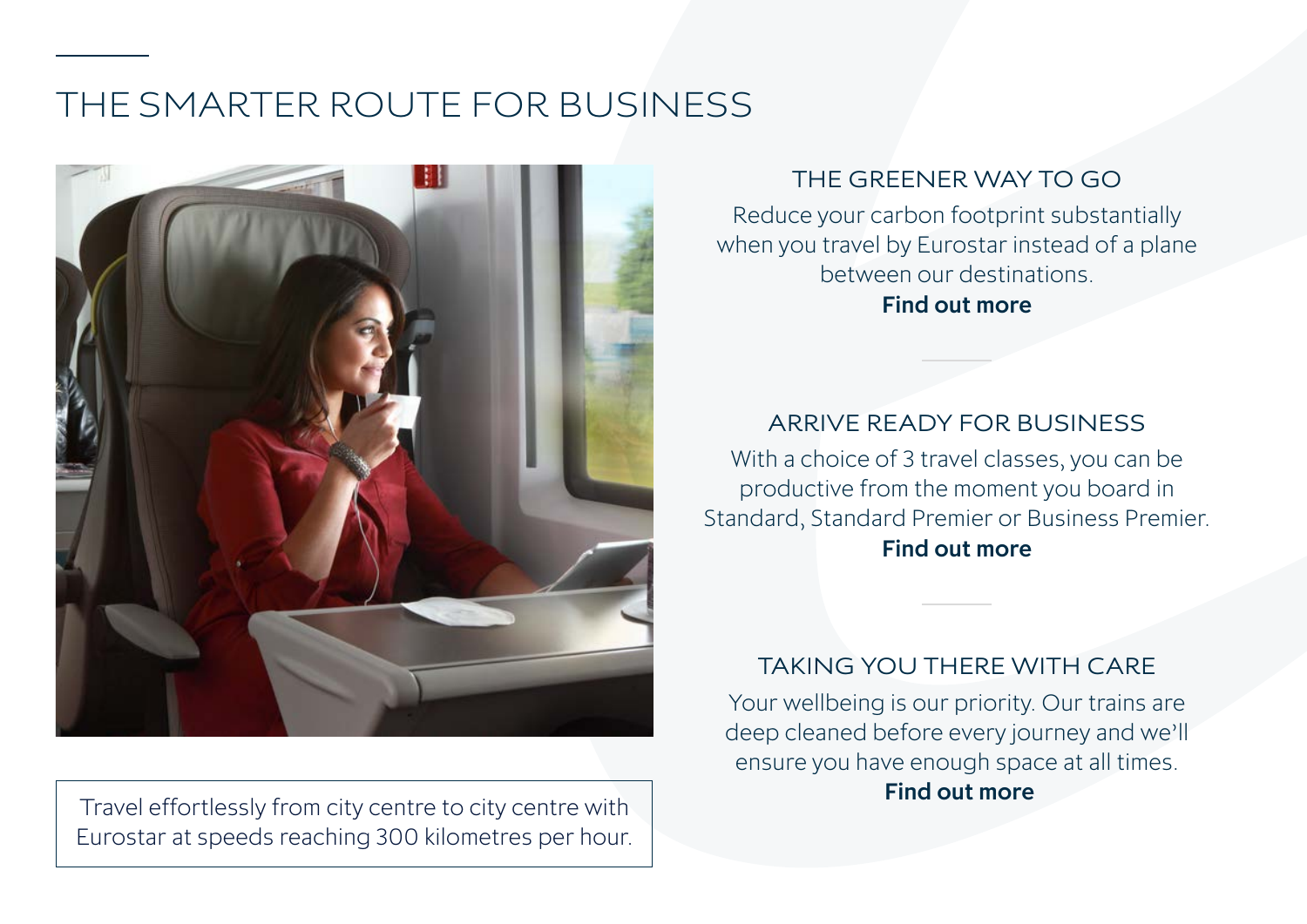# THE SMARTER ROUTE FOR BUSINESS

Travel effortlessly from city centre to city centre with Eurostar at speeds reaching 300 kilometres per hour.

## THE GREENER WAY TO GO

Reduce your carbon footprint substantially when you travel by Eurostar instead of a plane between our destinations.

**Find out more**

## ARRIVE READY FOR BUSINESS

With a choice of 3 travel classes, you can be productive from the moment you board in Standard, Standard Premier or Business Premier.

**Find out more**

## TAKING YOU THERE WITH CARE

Your wellbeing is our priority. Our trains are deep cleaned before every journey and we'll ensure you have enough space at all times.

**Find out more**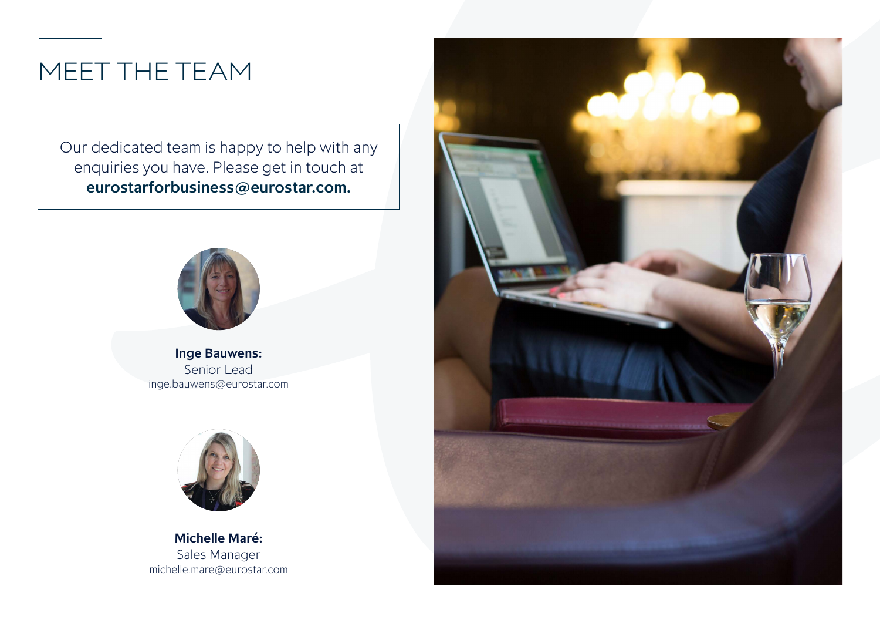# MEET THE TEAM

Our dedicated team is happy to help with any enquiries you have. Please get in touch at **eurostarforbusiness@eurostar.com.**

**Inge Bauwens:**
Senior Lead
inge.bauwens@eurostar.com

**Michelle Maré:**
Sales Manager
michelle.mare@eurostar.com